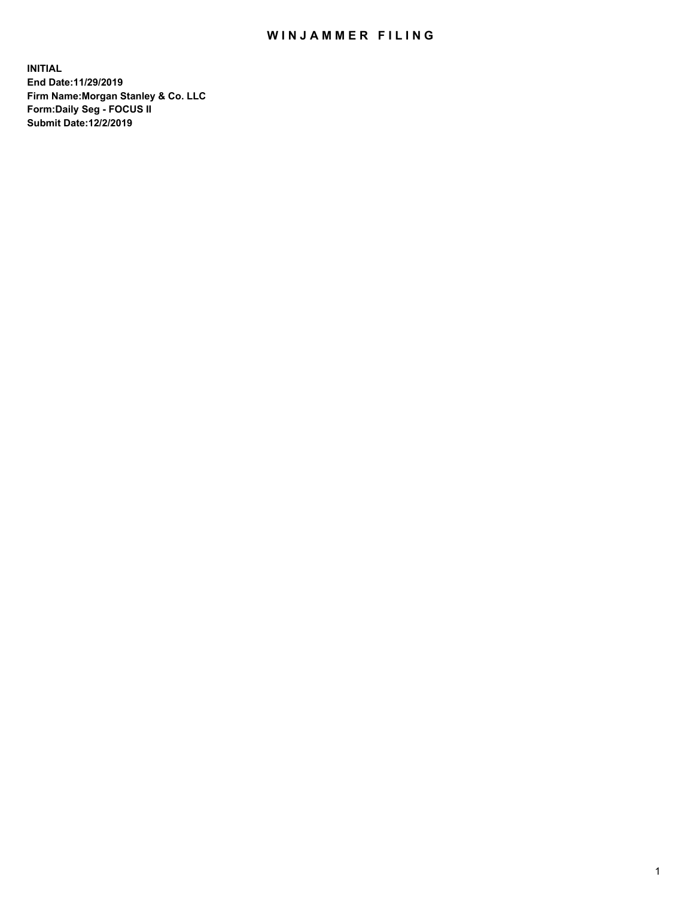# WINJAMMER FILING

**INITIAL**
**End Date:11/29/2019**
**Firm Name:Morgan Stanley & Co. LLC**
**Form:Daily Seg - FOCUS II**
**Submit Date:12/2/2019**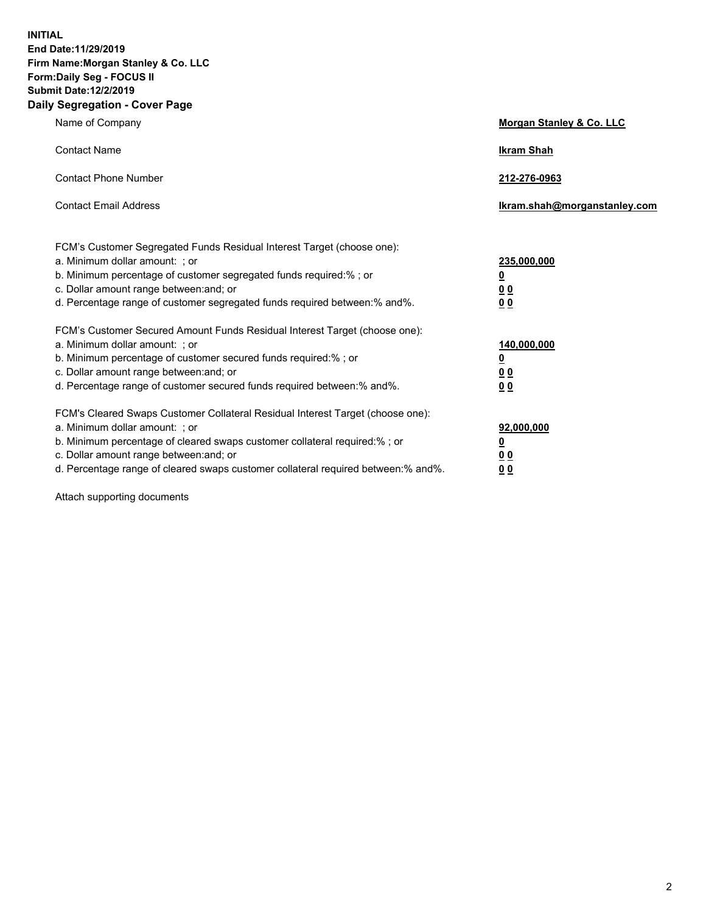**INITIAL**
**End Date:11/29/2019**
**Firm Name:Morgan Stanley & Co. LLC**
**Form:Daily Seg - FOCUS II**
**Submit Date:12/2/2019**
**Daily Segregation - Cover Page**

| | |
|---|---|
| Name of Company | **Morgan Stanley & Co. LLC** |
| Contact Name | **Ikram Shah** |
| Contact Phone Number | **212-276-0963** |
| Contact Email Address | **Ikram.shah@morganstanley.com** |

FCM's Customer Segregated Funds Residual Interest Target (choose one):

| | |
|---|---|
| a. Minimum dollar amount: ; or | **235,000,000** |
| b. Minimum percentage of customer segregated funds required:% ; or | **0** |
| c. Dollar amount range between:and; or | **0 0** |
| d. Percentage range of customer segregated funds required between:% and%. | **0 0** |

FCM's Customer Secured Amount Funds Residual Interest Target (choose one):

| | |
|---|---|
| a. Minimum dollar amount: ; or | **140,000,000** |
| b. Minimum percentage of customer secured funds required:% ; or | **0** |
| c. Dollar amount range between:and; or | **0 0** |
| d. Percentage range of customer secured funds required between:% and%. | **0 0** |

FCM's Cleared Swaps Customer Collateral Residual Interest Target (choose one):

| | |
|---|---|
| a. Minimum dollar amount: ; or | **92,000,000** |
| b. Minimum percentage of cleared swaps customer collateral required:% ; or | **0** |
| c. Dollar amount range between:and; or | **0 0** |
| d. Percentage range of cleared swaps customer collateral required between:% and%. | **0 0** |

Attach supporting documents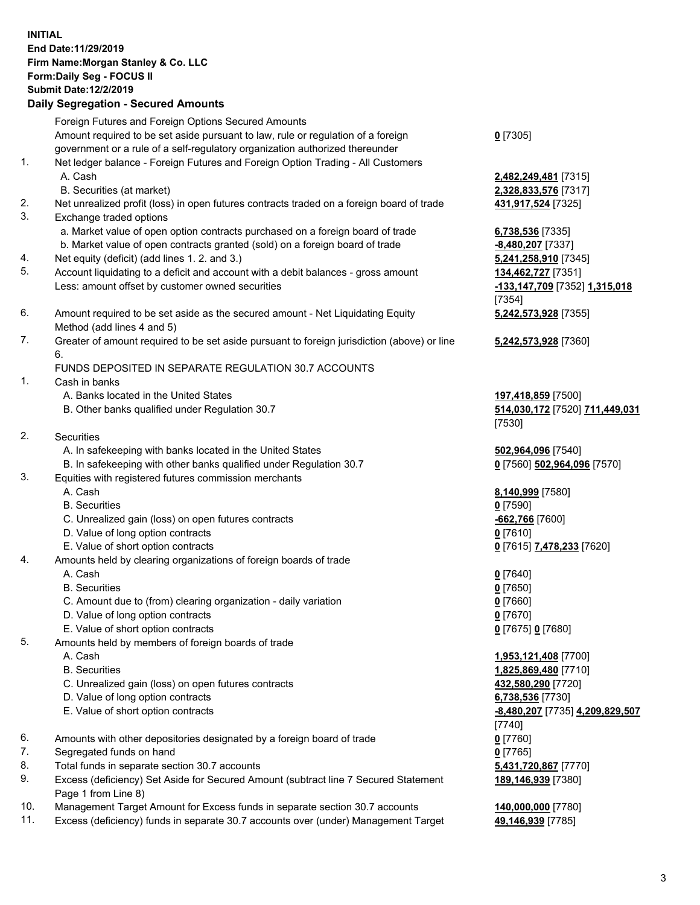**INITIAL**
**End Date:11/29/2019**
**Firm Name:Morgan Stanley & Co. LLC**
**Form:Daily Seg - FOCUS II**
**Submit Date:12/2/2019**

## Daily Segregation - Secured Amounts

| | | |
|---|---|---|
| | Foreign Futures and Foreign Options Secured Amounts | |
| | Amount required to be set aside pursuant to law, rule or regulation of a foreign government or a rule of a self-regulatory organization authorized thereunder | **0** [7305] |
| 1. | Net ledger balance - Foreign Futures and Foreign Option Trading - All Customers | |
| | A. Cash | **2,482,249,481** [7315] |
| | B. Securities (at market) | **2,328,833,576** [7317] |
| 2. | Net unrealized profit (loss) in open futures contracts traded on a foreign board of trade | **431,917,524** [7325] |
| 3. | Exchange traded options | |
| | a. Market value of open option contracts purchased on a foreign board of trade | **6,738,536** [7335] |
| | b. Market value of open contracts granted (sold) on a foreign board of trade | **-8,480,207** [7337] |
| 4. | Net equity (deficit) (add lines 1. 2. and 3.) | **5,241,258,910** [7345] |
| 5. | Account liquidating to a deficit and account with a debit balances - gross amount | **134,462,727** [7351] |
| | Less: amount offset by customer owned securities | **-133,147,709** [7352] **1,315,018** [7354] |
| 6. | Amount required to be set aside as the secured amount - Net Liquidating Equity Method (add lines 4 and 5) | **5,242,573,928** [7355] |
| 7. | Greater of amount required to be set aside pursuant to foreign jurisdiction (above) or line 6. | **5,242,573,928** [7360] |
| | FUNDS DEPOSITED IN SEPARATE REGULATION 30.7 ACCOUNTS | |
| 1. | Cash in banks | |
| | A. Banks located in the United States | **197,418,859** [7500] |
| | B. Other banks qualified under Regulation 30.7 | **514,030,172** [7520] **711,449,031** [7530] |
| 2. | Securities | |
| | A. In safekeeping with banks located in the United States | **502,964,096** [7540] |
| | B. In safekeeping with other banks qualified under Regulation 30.7 | **0** [7560] **502,964,096** [7570] |
| 3. | Equities with registered futures commission merchants | |
| | A. Cash | **8,140,999** [7580] |
| | B. Securities | **0** [7590] |
| | C. Unrealized gain (loss) on open futures contracts | **-662,766** [7600] |
| | D. Value of long option contracts | **0** [7610] |
| | E. Value of short option contracts | **0** [7615] **7,478,233** [7620] |
| 4. | Amounts held by clearing organizations of foreign boards of trade | |
| | A. Cash | **0** [7640] |
| | B. Securities | **0** [7650] |
| | C. Amount due to (from) clearing organization - daily variation | **0** [7660] |
| | D. Value of long option contracts | **0** [7670] |
| | E. Value of short option contracts | **0** [7675] **0** [7680] |
| 5. | Amounts held by members of foreign boards of trade | |
| | A. Cash | **1,953,121,408** [7700] |
| | B. Securities | **1,825,869,480** [7710] |
| | C. Unrealized gain (loss) on open futures contracts | **432,580,290** [7720] |
| | D. Value of long option contracts | **6,738,536** [7730] |
| | E. Value of short option contracts | **-8,480,207** [7735] **4,209,829,507** [7740] |
| 6. | Amounts with other depositories designated by a foreign board of trade | **0** [7760] |
| 7. | Segregated funds on hand | **0** [7765] |
| 8. | Total funds in separate section 30.7 accounts | **5,431,720,867** [7770] |
| 9. | Excess (deficiency) Set Aside for Secured Amount (subtract line 7 Secured Statement Page 1 from Line 8) | **189,146,939** [7380] |
| 10. | Management Target Amount for Excess funds in separate section 30.7 accounts | **140,000,000** [7780] |
| 11. | Excess (deficiency) funds in separate 30.7 accounts over (under) Management Target | **49,146,939** [7785] |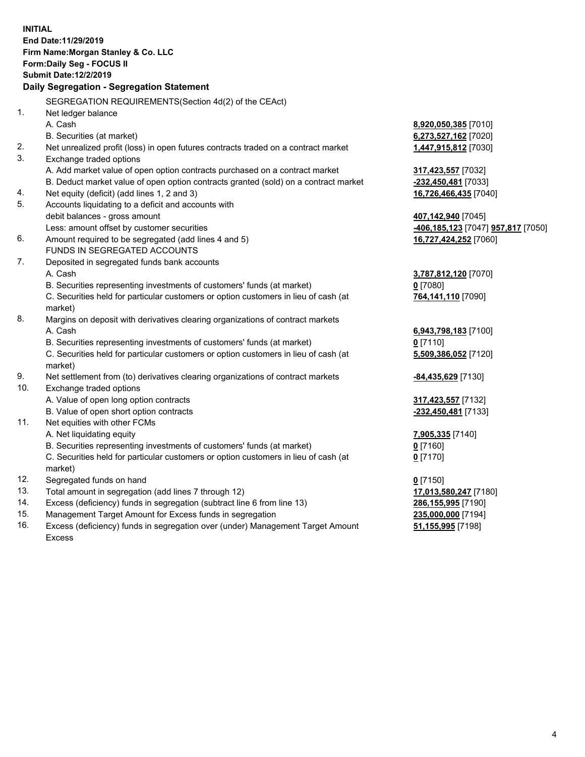**INITIAL**
**End Date:11/29/2019**
**Firm Name:Morgan Stanley & Co. LLC**
**Form:Daily Seg - FOCUS II**
**Submit Date:12/2/2019**

## Daily Segregation - Segregation Statement

SEGREGATION REQUIREMENTS(Section 4d(2) of the CEAct)

| | | |
|---|---|---|
| 1. | Net ledger balance | |
| | A. Cash | **8,920,050,385** [7010] |
| | B. Securities (at market) | **6,273,527,162** [7020] |
| 2. | Net unrealized profit (loss) in open futures contracts traded on a contract market | **1,447,915,812** [7030] |
| 3. | Exchange traded options | |
| | A. Add market value of open option contracts purchased on a contract market | **317,423,557** [7032] |
| | B. Deduct market value of open option contracts granted (sold) on a contract market | **-232,450,481** [7033] |
| 4. | Net equity (deficit) (add lines 1, 2 and 3) | **16,726,466,435** [7040] |
| 5. | Accounts liquidating to a deficit and accounts with debit balances - gross amount | **407,142,940** [7045] |
| | Less: amount offset by customer securities | **-406,185,123** [7047] **957,817** [7050] |
| 6. | Amount required to be segregated (add lines 4 and 5) | **16,727,424,252** [7060] |
| | FUNDS IN SEGREGATED ACCOUNTS | |
| 7. | Deposited in segregated funds bank accounts | |
| | A. Cash | **3,787,812,120** [7070] |
| | B. Securities representing investments of customers' funds (at market) | **0** [7080] |
| | C. Securities held for particular customers or option customers in lieu of cash (at market) | **764,141,110** [7090] |
| 8. | Margins on deposit with derivatives clearing organizations of contract markets | |
| | A. Cash | **6,943,798,183** [7100] |
| | B. Securities representing investments of customers' funds (at market) | **0** [7110] |
| | C. Securities held for particular customers or option customers in lieu of cash (at market) | **5,509,386,052** [7120] |
| 9. | Net settlement from (to) derivatives clearing organizations of contract markets | **-84,435,629** [7130] |
| 10. | Exchange traded options | |
| | A. Value of open long option contracts | **317,423,557** [7132] |
| | B. Value of open short option contracts | **-232,450,481** [7133] |
| 11. | Net equities with other FCMs | |
| | A. Net liquidating equity | **7,905,335** [7140] |
| | B. Securities representing investments of customers' funds (at market) | **0** [7160] |
| | C. Securities held for particular customers or option customers in lieu of cash (at market) | **0** [7170] |
| 12. | Segregated funds on hand | **0** [7150] |
| 13. | Total amount in segregation (add lines 7 through 12) | **17,013,580,247** [7180] |
| 14. | Excess (deficiency) funds in segregation (subtract line 6 from line 13) | **286,155,995** [7190] |
| 15. | Management Target Amount for Excess funds in segregation | **235,000,000** [7194] |
| 16. | Excess (deficiency) funds in segregation over (under) Management Target Amount Excess | **51,155,995** [7198] |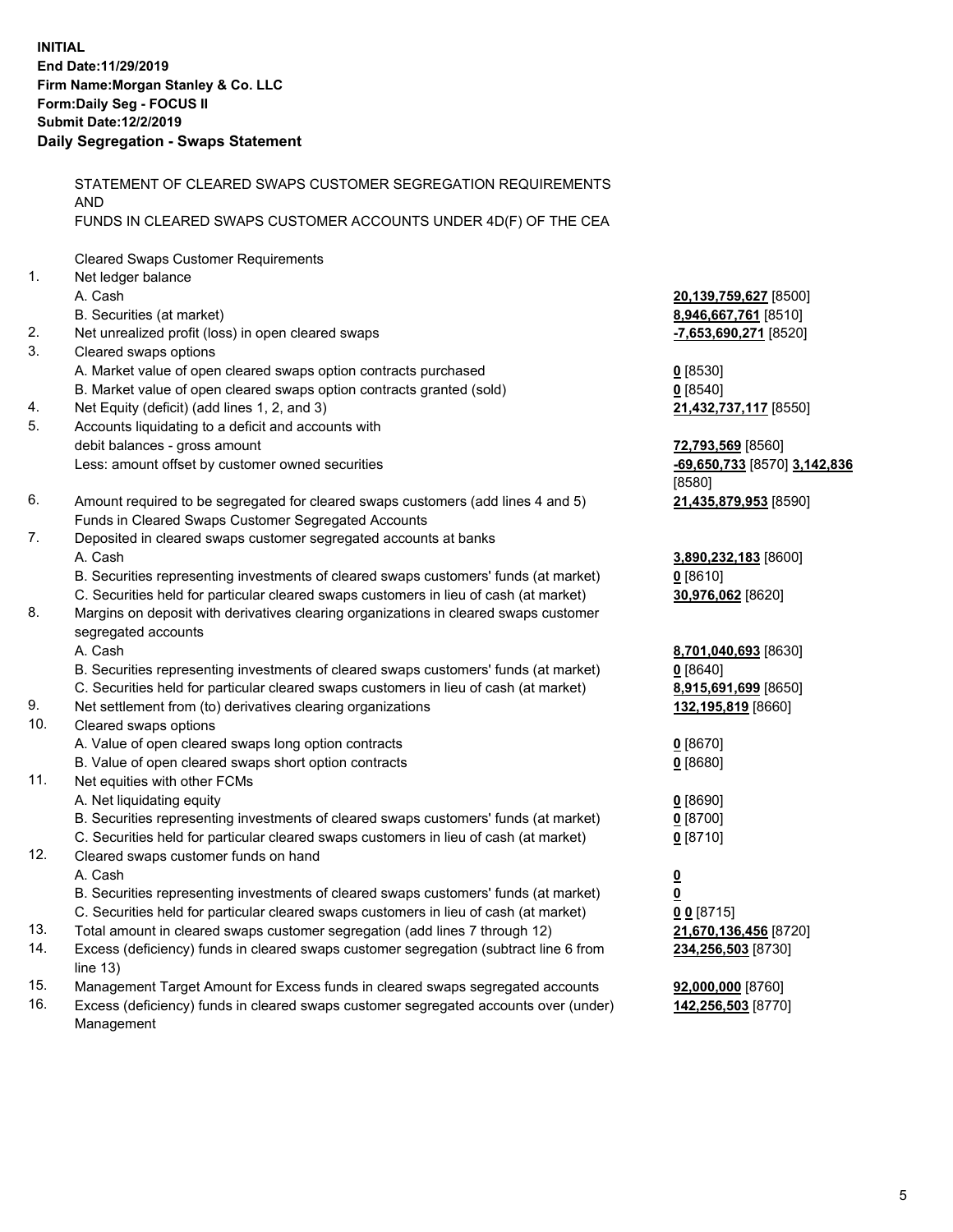**INITIAL**
**End Date:11/29/2019**
**Firm Name:Morgan Stanley & Co. LLC**
**Form:Daily Seg - FOCUS II**
**Submit Date:12/2/2019**
**Daily Segregation - Swaps Statement**

STATEMENT OF CLEARED SWAPS CUSTOMER SEGREGATION REQUIREMENTS AND FUNDS IN CLEARED SWAPS CUSTOMER ACCOUNTS UNDER 4D(F) OF THE CEA

| | | |
|---|---|---|
| | Cleared Swaps Customer Requirements | |
| 1. | Net ledger balance | |
| | A. Cash | **20,139,759,627** [8500] |
| | B. Securities (at market) | **8,946,667,761** [8510] |
| 2. | Net unrealized profit (loss) in open cleared swaps | **-7,653,690,271** [8520] |
| 3. | Cleared swaps options | |
| | A. Market value of open cleared swaps option contracts purchased | **0** [8530] |
| | B. Market value of open cleared swaps option contracts granted (sold) | **0** [8540] |
| 4. | Net Equity (deficit) (add lines 1, 2, and 3) | **21,432,737,117** [8550] |
| 5. | Accounts liquidating to a deficit and accounts with debit balances - gross amount | **72,793,569** [8560] |
| | Less: amount offset by customer owned securities | **-69,650,733** [8570] **3,142,836** [8580] |
| 6. | Amount required to be segregated for cleared swaps customers (add lines 4 and 5) | **21,435,879,953** [8590] |
| | Funds in Cleared Swaps Customer Segregated Accounts | |
| 7. | Deposited in cleared swaps customer segregated accounts at banks | |
| | A. Cash | **3,890,232,183** [8600] |
| | B. Securities representing investments of cleared swaps customers' funds (at market) | **0** [8610] |
| | C. Securities held for particular cleared swaps customers in lieu of cash (at market) | **30,976,062** [8620] |
| 8. | Margins on deposit with derivatives clearing organizations in cleared swaps customer segregated accounts | |
| | A. Cash | **8,701,040,693** [8630] |
| | B. Securities representing investments of cleared swaps customers' funds (at market) | **0** [8640] |
| | C. Securities held for particular cleared swaps customers in lieu of cash (at market) | **8,915,691,699** [8650] |
| 9. | Net settlement from (to) derivatives clearing organizations | **132,195,819** [8660] |
| 10. | Cleared swaps options | |
| | A. Value of open cleared swaps long option contracts | **0** [8670] |
| | B. Value of open cleared swaps short option contracts | **0** [8680] |
| 11. | Net equities with other FCMs | |
| | A. Net liquidating equity | **0** [8690] |
| | B. Securities representing investments of cleared swaps customers' funds (at market) | **0** [8700] |
| | C. Securities held for particular cleared swaps customers in lieu of cash (at market) | **0** [8710] |
| 12. | Cleared swaps customer funds on hand | |
| | A. Cash | **0** |
| | B. Securities representing investments of cleared swaps customers' funds (at market) | **0** |
| | C. Securities held for particular cleared swaps customers in lieu of cash (at market) | **0** **0** [8715] |
| 13. | Total amount in cleared swaps customer segregation (add lines 7 through 12) | **21,670,136,456** [8720] |
| 14. | Excess (deficiency) funds in cleared swaps customer segregation (subtract line 6 from line 13) | **234,256,503** [8730] |
| 15. | Management Target Amount for Excess funds in cleared swaps segregated accounts | **92,000,000** [8760] |
| 16. | Excess (deficiency) funds in cleared swaps customer segregated accounts over (under) Management | **142,256,503** [8770] |